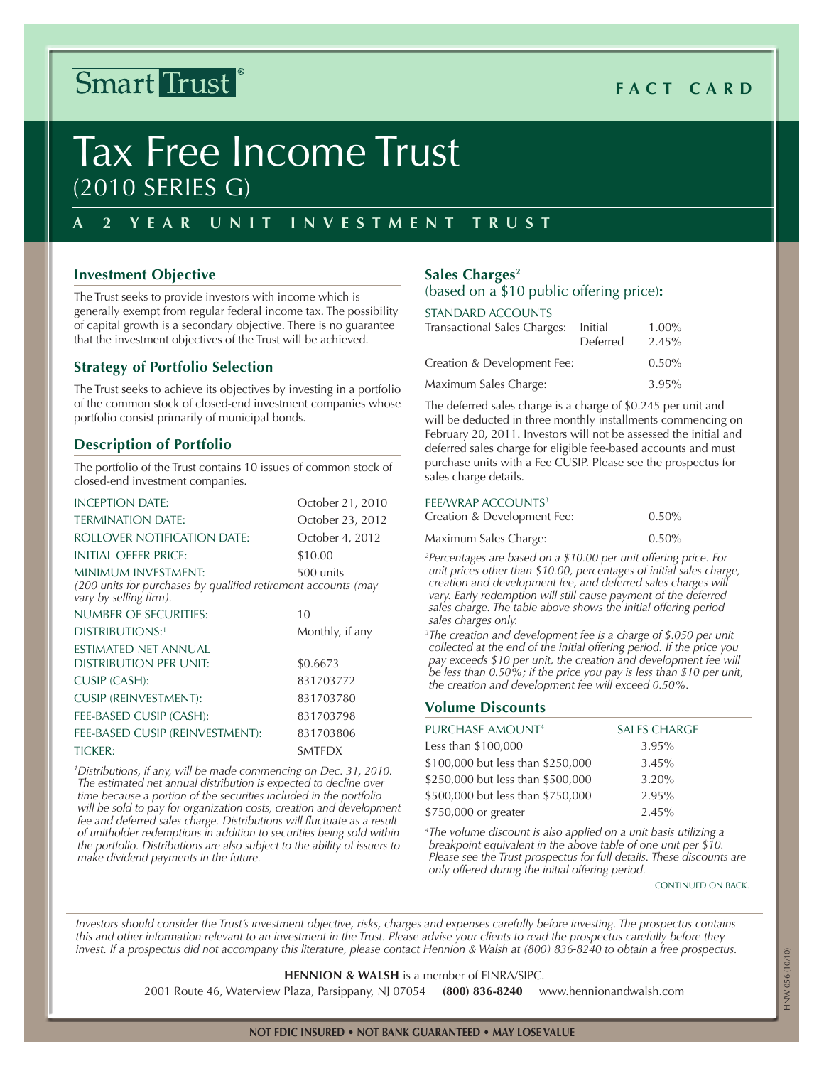Smart Trust®

**FACT CARD**

# Tax Free Income Trust
(2010 SERIES G)

## A 2 YEAR UNIT INVESTMENT TRUST

### Investment Objective

The Trust seeks to provide investors with income which is generally exempt from regular federal income tax. The possibility of capital growth is a secondary objective. There is no guarantee that the investment objectives of the Trust will be achieved.

### Strategy of Portfolio Selection

The Trust seeks to achieve its objectives by investing in a portfolio of the common stock of closed-end investment companies whose portfolio consist primarily of municipal bonds.

### Description of Portfolio

The portfolio of the Trust contains 10 issues of common stock of closed-end investment companies.

| | |
|---|---|
| INCEPTION DATE: | October 21, 2010 |
| TERMINATION DATE: | October 23, 2012 |
| ROLLOVER NOTIFICATION DATE: | October 4, 2012 |
| INITIAL OFFER PRICE: | $10.00 |
| MINIMUM INVESTMENT: *(200 units for purchases by qualified retirement accounts (may vary by selling firm).* | 500 units |
| NUMBER OF SECURITIES: | 10 |
| DISTRIBUTIONS:[1] | Monthly, if any |
| ESTIMATED NET ANNUAL DISTRIBUTION PER UNIT: | $0.6673 |
| CUSIP (CASH): | 831703772 |
| CUSIP (REINVESTMENT): | 831703780 |
| FEE-BASED CUSIP (CASH): | 831703798 |
| FEE-BASED CUSIP (REINVESTMENT): | 831703806 |
| TICKER: | SMTFDX |

*[1]Distributions, if any, will be made commencing on Dec. 31, 2010. The estimated net annual distribution is expected to decline over time because a portion of the securities included in the portfolio will be sold to pay for organization costs, creation and development fee and deferred sales charge. Distributions will fluctuate as a result of unitholder redemptions in addition to securities being sold within the portfolio. Distributions are also subject to the ability of issuers to make dividend payments in the future.*

### Sales Charges[2]
(based on a $10 public offering price):

STANDARD ACCOUNTS

| | | |
|---|---|---|
| Transactional Sales Charges: | Initial | 1.00% |
| | Deferred | 2.45% |
| Creation & Development Fee: | | 0.50% |
| Maximum Sales Charge: | | 3.95% |

The deferred sales charge is a charge of $0.245 per unit and will be deducted in three monthly installments commencing on February 20, 2011. Investors will not be assessed the initial and deferred sales charge for eligible fee-based accounts and must purchase units with a Fee CUSIP. Please see the prospectus for sales charge details.

FEE/WRAP ACCOUNTS[3]

| | |
|---|---|
| Creation & Development Fee: | 0.50% |
| Maximum Sales Charge: | 0.50% |

*[2]Percentages are based on a $10.00 per unit offering price. For unit prices other than $10.00, percentages of initial sales charge, creation and development fee, and deferred sales charges will vary. Early redemption will still cause payment of the deferred sales charge. The table above shows the initial offering period sales charges only.*

*[3]The creation and development fee is a charge of $.050 per unit collected at the end of the initial offering period. If the price you pay exceeds $10 per unit, the creation and development fee will be less than 0.50%; if the price you pay is less than $10 per unit, the creation and development fee will exceed 0.50%.*

### Volume Discounts

| PURCHASE AMOUNT[4] | SALES CHARGE |
|---|---|
| Less than $100,000 | 3.95% |
| $100,000 but less than $250,000 | 3.45% |
| $250,000 but less than $500,000 | 3.20% |
| $500,000 but less than $750,000 | 2.95% |
| $750,000 or greater | 2.45% |

*[4]The volume discount is also applied on a unit basis utilizing a breakpoint equivalent in the above table of one unit per $10. Please see the Trust prospectus for full details. These discounts are only offered during the initial offering period.*

CONTINUED ON BACK.

*Investors should consider the Trust's investment objective, risks, charges and expenses carefully before investing. The prospectus contains this and other information relevant to an investment in the Trust. Please advise your clients to read the prospectus carefully before they invest. If a prospectus did not accompany this literature, please contact Hennion & Walsh at (800) 836-8240 to obtain a free prospectus.*

**HENNION & WALSH** is a member of FINRA/SIPC.
2001 Route 46, Waterview Plaza, Parsippany, NJ 07054 **(800) 836-8240** www.hennionandwalsh.com

HNW 056 (10/10)

**NOT FDIC INSURED • NOT BANK GUARANTEED • MAY LOSE VALUE**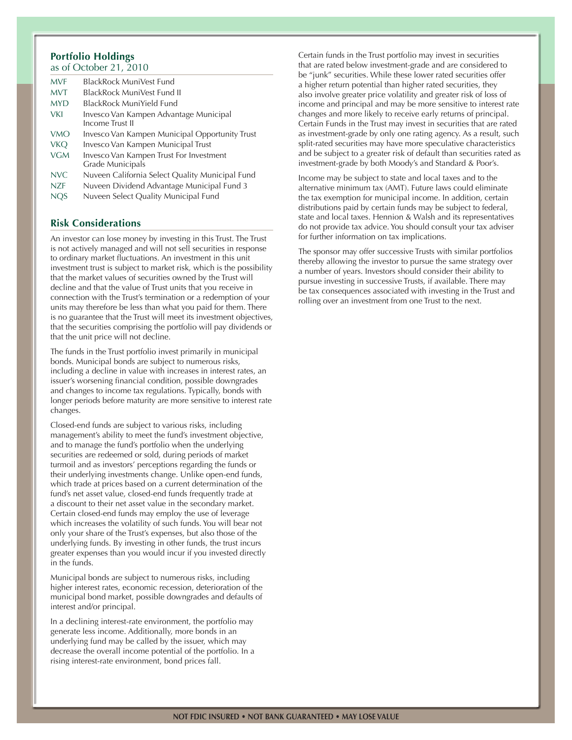## Portfolio Holdings

as of October 21, 2010

| | |
|---|---|
| MVF | BlackRock MuniVest Fund |
| MVT | BlackRock MuniVest Fund II |
| MYD | BlackRock MuniYield Fund |
| VKI | Invesco Van Kampen Advantage Municipal Income Trust II |
| VMO | Invesco Van Kampen Municipal Opportunity Trust |
| VKQ | Invesco Van Kampen Municipal Trust |
| VGM | Invesco Van Kampen Trust For Investment Grade Municipals |
| NVC | Nuveen California Select Quality Municipal Fund |
| NZF | Nuveen Dividend Advantage Municipal Fund 3 |
| NQS | Nuveen Select Quality Municipal Fund |

## Risk Considerations

An investor can lose money by investing in this Trust. The Trust is not actively managed and will not sell securities in response to ordinary market fluctuations. An investment in this unit investment trust is subject to market risk, which is the possibility that the market values of securities owned by the Trust will decline and that the value of Trust units that you receive in connection with the Trust's termination or a redemption of your units may therefore be less than what you paid for them. There is no guarantee that the Trust will meet its investment objectives, that the securities comprising the portfolio will pay dividends or that the unit price will not decline.

The funds in the Trust portfolio invest primarily in municipal bonds. Municipal bonds are subject to numerous risks, including a decline in value with increases in interest rates, an issuer's worsening financial condition, possible downgrades and changes to income tax regulations. Typically, bonds with longer periods before maturity are more sensitive to interest rate changes.

Closed-end funds are subject to various risks, including management's ability to meet the fund's investment objective, and to manage the fund's portfolio when the underlying securities are redeemed or sold, during periods of market turmoil and as investors' perceptions regarding the funds or their underlying investments change. Unlike open-end funds, which trade at prices based on a current determination of the fund's net asset value, closed-end funds frequently trade at a discount to their net asset value in the secondary market. Certain closed-end funds may employ the use of leverage which increases the volatility of such funds. You will bear not only your share of the Trust's expenses, but also those of the underlying funds. By investing in other funds, the trust incurs greater expenses than you would incur if you invested directly in the funds.

Municipal bonds are subject to numerous risks, including higher interest rates, economic recession, deterioration of the municipal bond market, possible downgrades and defaults of interest and/or principal.

In a declining interest-rate environment, the portfolio may generate less income. Additionally, more bonds in an underlying fund may be called by the issuer, which may decrease the overall income potential of the portfolio. In a rising interest-rate environment, bond prices fall.

Certain funds in the Trust portfolio may invest in securities that are rated below investment-grade and are considered to be "junk" securities. While these lower rated securities offer a higher return potential than higher rated securities, they also involve greater price volatility and greater risk of loss of income and principal and may be more sensitive to interest rate changes and more likely to receive early returns of principal. Certain Funds in the Trust may invest in securities that are rated as investment-grade by only one rating agency. As a result, such split-rated securities may have more speculative characteristics and be subject to a greater risk of default than securities rated as investment-grade by both Moody's and Standard & Poor's.

Income may be subject to state and local taxes and to the alternative minimum tax (AMT). Future laws could eliminate the tax exemption for municipal income. In addition, certain distributions paid by certain funds may be subject to federal, state and local taxes. Hennion & Walsh and its representatives do not provide tax advice. You should consult your tax adviser for further information on tax implications.

The sponsor may offer successive Trusts with similar portfolios thereby allowing the investor to pursue the same strategy over a number of years. Investors should consider their ability to pursue investing in successive Trusts, if available. There may be tax consequences associated with investing in the Trust and rolling over an investment from one Trust to the next.

**NOT FDIC INSURED • NOT BANK GUARANTEED • MAY LOSE VALUE**